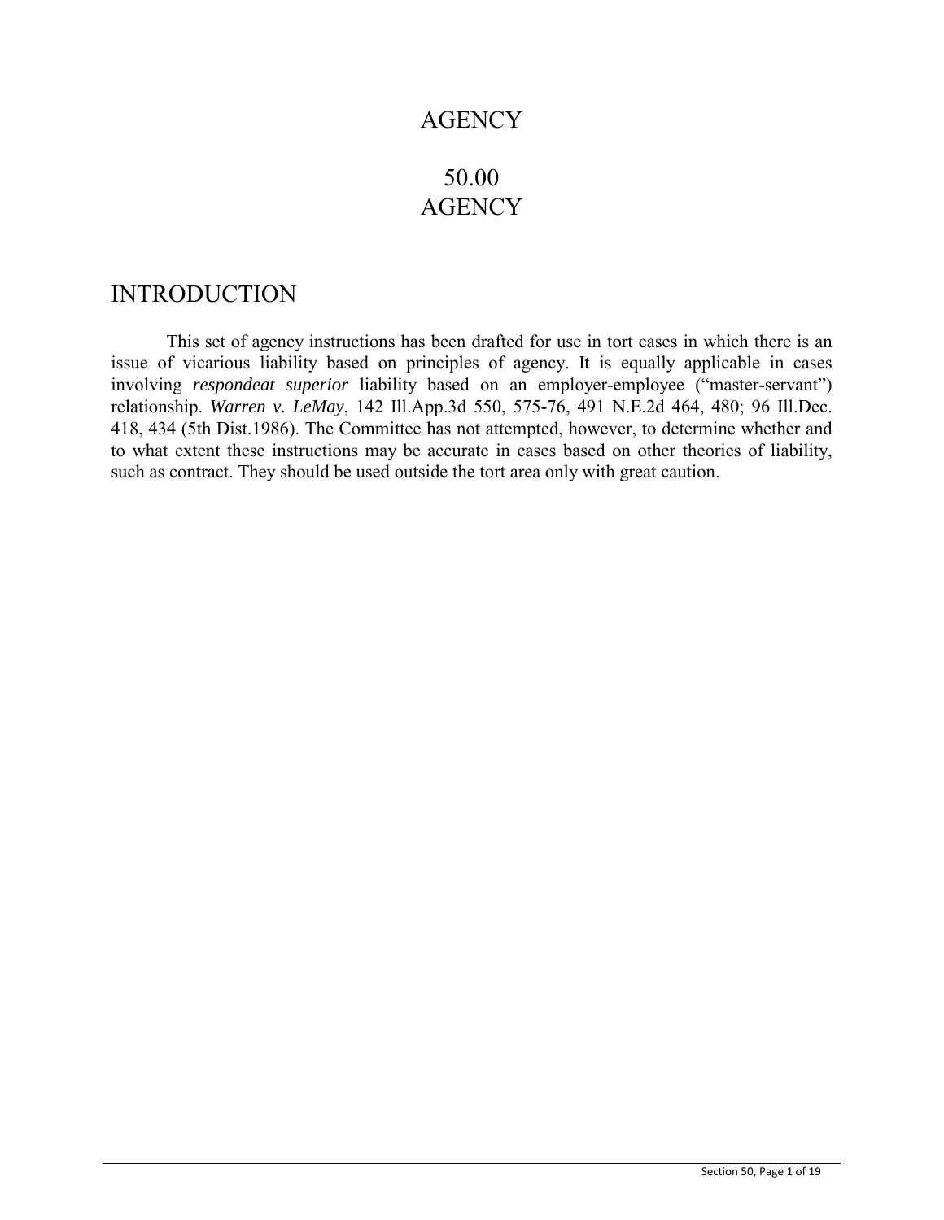# AGENCY

# 50.00
# AGENCY

## INTRODUCTION

This set of agency instructions has been drafted for use in tort cases in which there is an issue of vicarious liability based on principles of agency. It is equally applicable in cases involving *respondeat superior* liability based on an employer-employee ("master-servant") relationship. *Warren v. LeMay*, 142 Ill.App.3d 550, 575-76, 491 N.E.2d 464, 480; 96 Ill.Dec. 418, 434 (5th Dist.1986). The Committee has not attempted, however, to determine whether and to what extent these instructions may be accurate in cases based on other theories of liability, such as contract. They should be used outside the tort area only with great caution.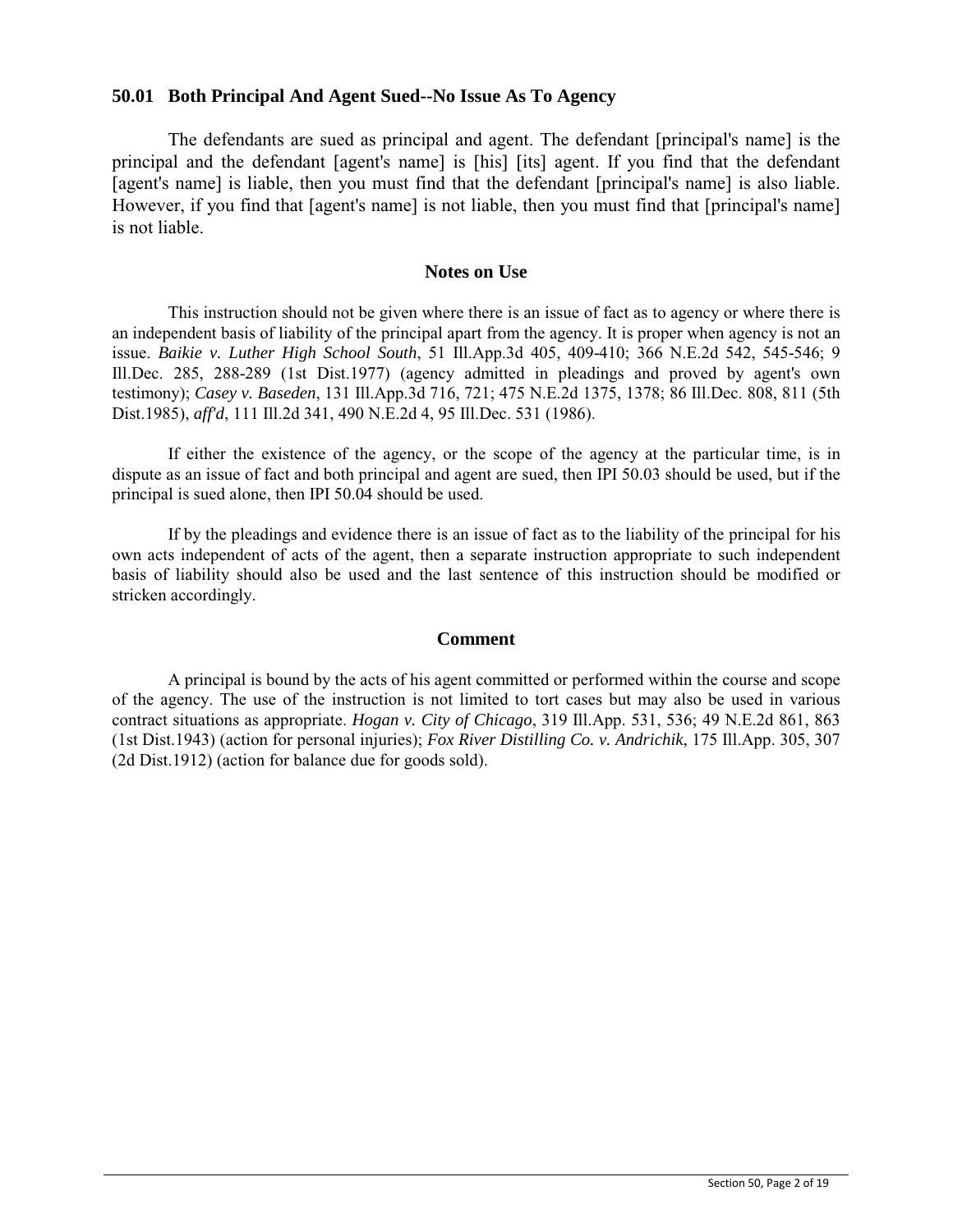### 50.01 Both Principal And Agent Sued--No Issue As To Agency

The defendants are sued as principal and agent. The defendant [principal's name] is the principal and the defendant [agent's name] is [his] [its] agent. If you find that the defendant [agent's name] is liable, then you must find that the defendant [principal's name] is also liable. However, if you find that [agent's name] is not liable, then you must find that [principal's name] is not liable.

#### Notes on Use

This instruction should not be given where there is an issue of fact as to agency or where there is an independent basis of liability of the principal apart from the agency. It is proper when agency is not an issue. *Baikie v. Luther High School South*, 51 Ill.App.3d 405, 409-410; 366 N.E.2d 542, 545-546; 9 Ill.Dec. 285, 288-289 (1st Dist.1977) (agency admitted in pleadings and proved by agent's own testimony); *Casey v. Baseden*, 131 Ill.App.3d 716, 721; 475 N.E.2d 1375, 1378; 86 Ill.Dec. 808, 811 (5th Dist.1985), *aff'd*, 111 Ill.2d 341, 490 N.E.2d 4, 95 Ill.Dec. 531 (1986).

If either the existence of the agency, or the scope of the agency at the particular time, is in dispute as an issue of fact and both principal and agent are sued, then IPI 50.03 should be used, but if the principal is sued alone, then IPI 50.04 should be used.

If by the pleadings and evidence there is an issue of fact as to the liability of the principal for his own acts independent of acts of the agent, then a separate instruction appropriate to such independent basis of liability should also be used and the last sentence of this instruction should be modified or stricken accordingly.

#### Comment

A principal is bound by the acts of his agent committed or performed within the course and scope of the agency. The use of the instruction is not limited to tort cases but may also be used in various contract situations as appropriate. *Hogan v. City of Chicago*, 319 Ill.App. 531, 536; 49 N.E.2d 861, 863 (1st Dist.1943) (action for personal injuries); *Fox River Distilling Co. v. Andrichik*, 175 Ill.App. 305, 307 (2d Dist.1912) (action for balance due for goods sold).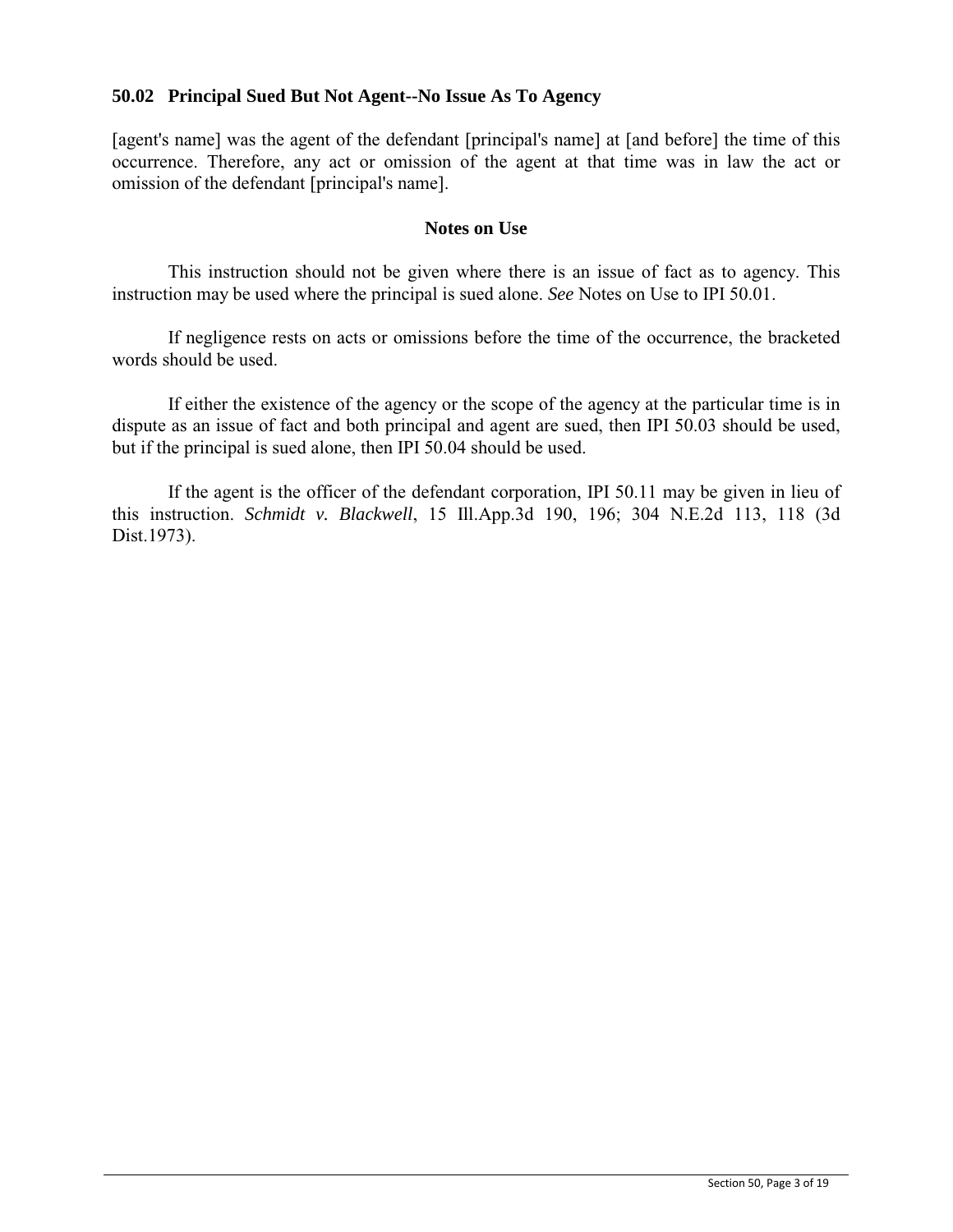### 50.02 Principal Sued But Not Agent--No Issue As To Agency

[agent's name] was the agent of the defendant [principal's name] at [and before] the time of this occurrence. Therefore, any act or omission of the agent at that time was in law the act or omission of the defendant [principal's name].

**Notes on Use**

This instruction should not be given where there is an issue of fact as to agency. This instruction may be used where the principal is sued alone. *See* Notes on Use to IPI 50.01.

If negligence rests on acts or omissions before the time of the occurrence, the bracketed words should be used.

If either the existence of the agency or the scope of the agency at the particular time is in dispute as an issue of fact and both principal and agent are sued, then IPI 50.03 should be used, but if the principal is sued alone, then IPI 50.04 should be used.

If the agent is the officer of the defendant corporation, IPI 50.11 may be given in lieu of this instruction. *Schmidt v. Blackwell*, 15 Ill.App.3d 190, 196; 304 N.E.2d 113, 118 (3d Dist.1973).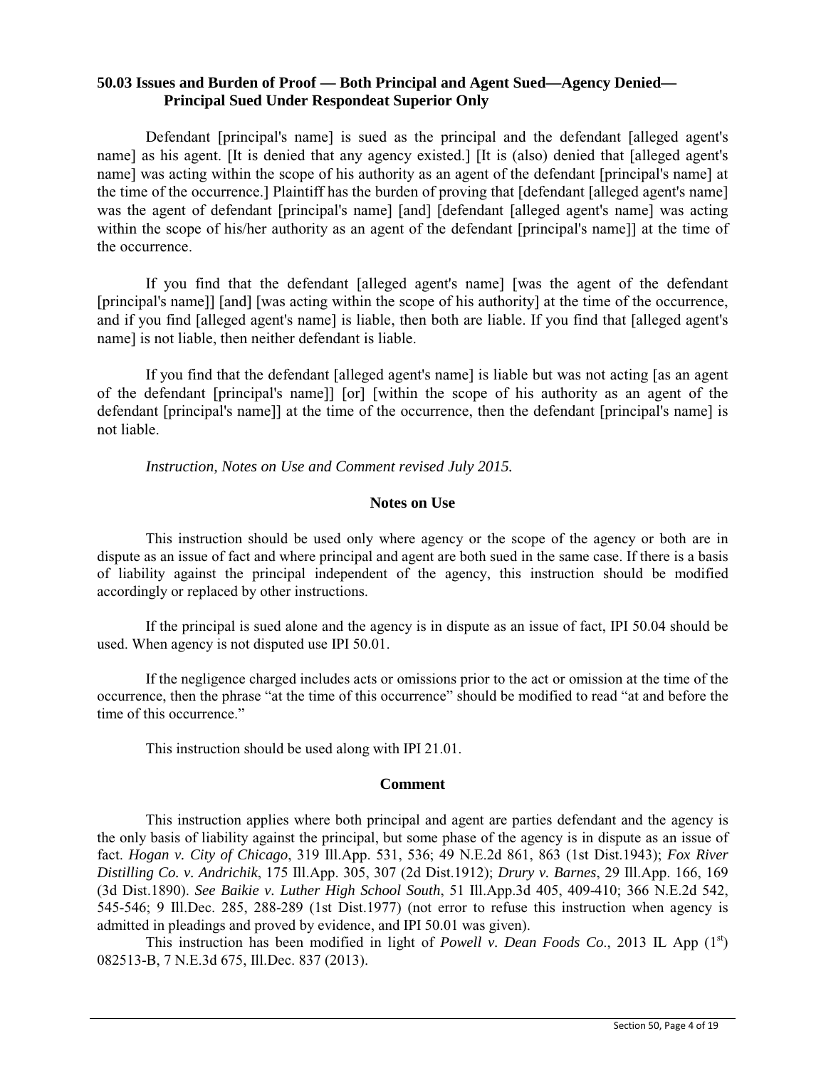### 50.03 Issues and Burden of Proof — Both Principal and Agent Sued—Agency Denied—Principal Sued Under Respondeat Superior Only

Defendant [principal's name] is sued as the principal and the defendant [alleged agent's name] as his agent. [It is denied that any agency existed.] [It is (also) denied that [alleged agent's name] was acting within the scope of his authority as an agent of the defendant [principal's name] at the time of the occurrence.] Plaintiff has the burden of proving that [defendant [alleged agent's name] was the agent of defendant [principal's name] [and] [defendant [alleged agent's name] was acting within the scope of his/her authority as an agent of the defendant [principal's name]] at the time of the occurrence.

If you find that the defendant [alleged agent's name] [was the agent of the defendant [principal's name]] [and] [was acting within the scope of his authority] at the time of the occurrence, and if you find [alleged agent's name] is liable, then both are liable. If you find that [alleged agent's name] is not liable, then neither defendant is liable.

If you find that the defendant [alleged agent's name] is liable but was not acting [as an agent of the defendant [principal's name]] [or] [within the scope of his authority as an agent of the defendant [principal's name]] at the time of the occurrence, then the defendant [principal's name] is not liable.

*Instruction, Notes on Use and Comment revised July 2015.*

#### Notes on Use

This instruction should be used only where agency or the scope of the agency or both are in dispute as an issue of fact and where principal and agent are both sued in the same case. If there is a basis of liability against the principal independent of the agency, this instruction should be modified accordingly or replaced by other instructions.

If the principal is sued alone and the agency is in dispute as an issue of fact, IPI 50.04 should be used. When agency is not disputed use IPI 50.01.

If the negligence charged includes acts or omissions prior to the act or omission at the time of the occurrence, then the phrase "at the time of this occurrence" should be modified to read "at and before the time of this occurrence."

This instruction should be used along with IPI 21.01.

#### Comment

This instruction applies where both principal and agent are parties defendant and the agency is the only basis of liability against the principal, but some phase of the agency is in dispute as an issue of fact. *Hogan v. City of Chicago*, 319 Ill.App. 531, 536; 49 N.E.2d 861, 863 (1st Dist.1943); *Fox River Distilling Co. v. Andrichik*, 175 Ill.App. 305, 307 (2d Dist.1912); *Drury v. Barnes*, 29 Ill.App. 166, 169 (3d Dist.1890). *See Baikie v. Luther High School South*, 51 Ill.App.3d 405, 409-410; 366 N.E.2d 542, 545-546; 9 Ill.Dec. 285, 288-289 (1st Dist.1977) (not error to refuse this instruction when agency is admitted in pleadings and proved by evidence, and IPI 50.01 was given).

This instruction has been modified in light of *Powell v. Dean Foods Co.*, 2013 IL App (1st) 082513-B, 7 N.E.3d 675, Ill.Dec. 837 (2013).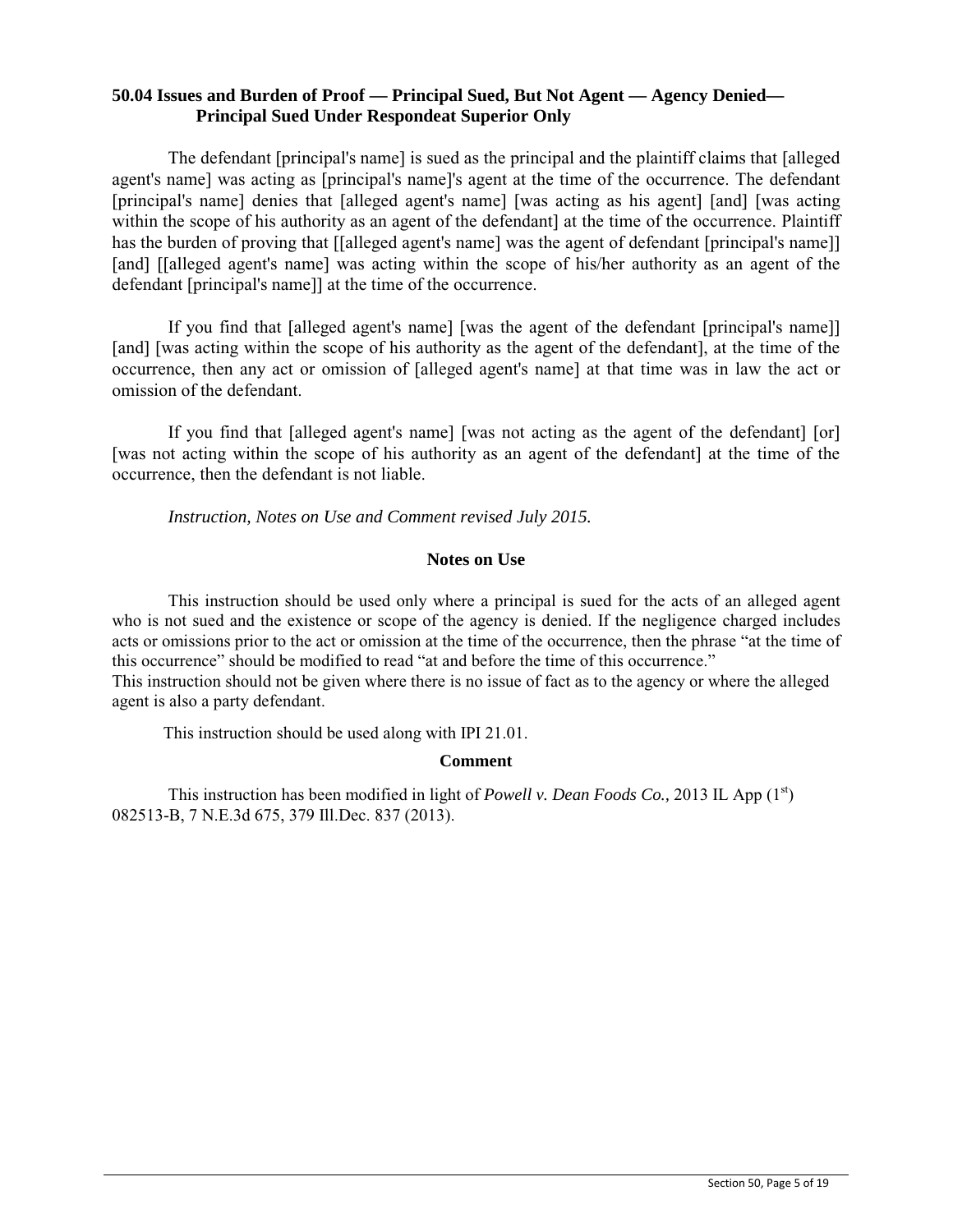### 50.04 Issues and Burden of Proof — Principal Sued, But Not Agent — Agency Denied— Principal Sued Under Respondeat Superior Only

The defendant [principal's name] is sued as the principal and the plaintiff claims that [alleged agent's name] was acting as [principal's name]'s agent at the time of the occurrence. The defendant [principal's name] denies that [alleged agent's name] [was acting as his agent] [and] [was acting within the scope of his authority as an agent of the defendant] at the time of the occurrence. Plaintiff has the burden of proving that [[alleged agent's name] was the agent of defendant [principal's name]] [and] [[alleged agent's name] was acting within the scope of his/her authority as an agent of the defendant [principal's name]] at the time of the occurrence.

If you find that [alleged agent's name] [was the agent of the defendant [principal's name]] [and] [was acting within the scope of his authority as the agent of the defendant], at the time of the occurrence, then any act or omission of [alleged agent's name] at that time was in law the act or omission of the defendant.

If you find that [alleged agent's name] [was not acting as the agent of the defendant] [or] [was not acting within the scope of his authority as an agent of the defendant] at the time of the occurrence, then the defendant is not liable.

*Instruction, Notes on Use and Comment revised July 2015.*

#### Notes on Use

This instruction should be used only where a principal is sued for the acts of an alleged agent who is not sued and the existence or scope of the agency is denied. If the negligence charged includes acts or omissions prior to the act or omission at the time of the occurrence, then the phrase "at the time of this occurrence" should be modified to read "at and before the time of this occurrence."
This instruction should not be given where there is no issue of fact as to the agency or where the alleged agent is also a party defendant.

This instruction should be used along with IPI 21.01.

#### Comment

This instruction has been modified in light of *Powell v. Dean Foods Co.,* 2013 IL App (1st) 082513-B, 7 N.E.3d 675, 379 Ill.Dec. 837 (2013).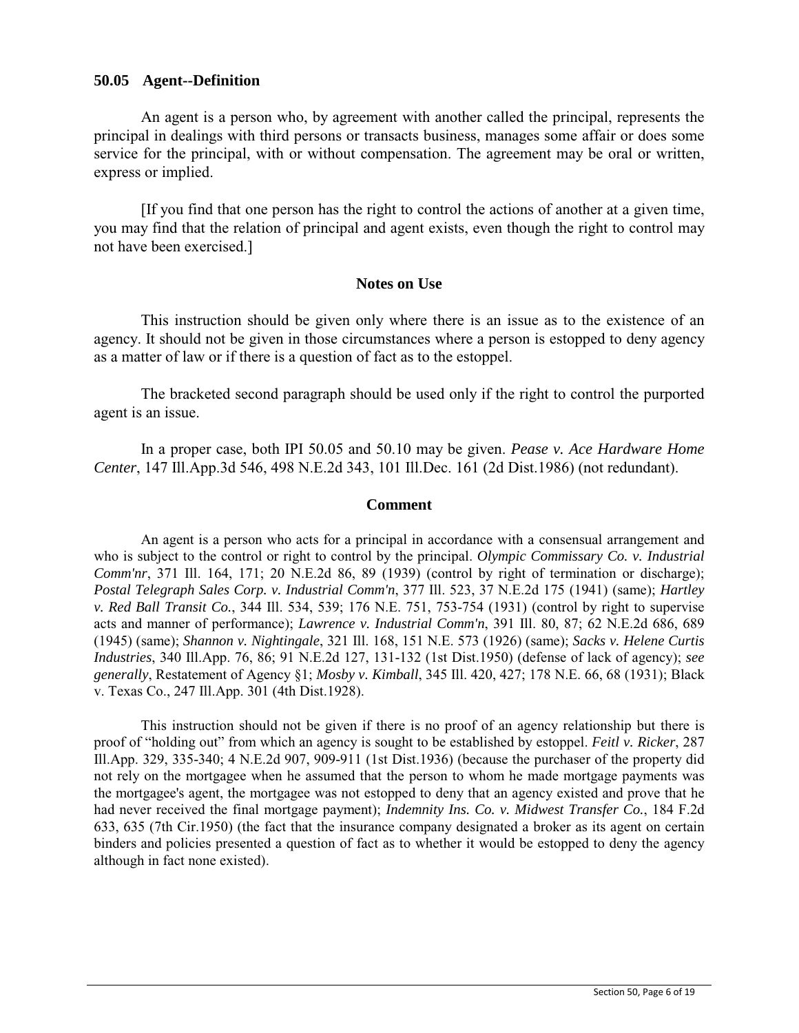## 50.05 Agent--Definition

An agent is a person who, by agreement with another called the principal, represents the principal in dealings with third persons or transacts business, manages some affair or does some service for the principal, with or without compensation. The agreement may be oral or written, express or implied.

[If you find that one person has the right to control the actions of another at a given time, you may find that the relation of principal and agent exists, even though the right to control may not have been exercised.]

### Notes on Use

This instruction should be given only where there is an issue as to the existence of an agency. It should not be given in those circumstances where a person is estopped to deny agency as a matter of law or if there is a question of fact as to the estoppel.

The bracketed second paragraph should be used only if the right to control the purported agent is an issue.

In a proper case, both IPI 50.05 and 50.10 may be given. *Pease v. Ace Hardware Home Center*, 147 Ill.App.3d 546, 498 N.E.2d 343, 101 Ill.Dec. 161 (2d Dist.1986) (not redundant).

### Comment

An agent is a person who acts for a principal in accordance with a consensual arrangement and who is subject to the control or right to control by the principal. *Olympic Commissary Co. v. Industrial Comm'nr*, 371 Ill. 164, 171; 20 N.E.2d 86, 89 (1939) (control by right of termination or discharge); *Postal Telegraph Sales Corp. v. Industrial Comm'n*, 377 Ill. 523, 37 N.E.2d 175 (1941) (same); *Hartley v. Red Ball Transit Co.*, 344 Ill. 534, 539; 176 N.E. 751, 753-754 (1931) (control by right to supervise acts and manner of performance); *Lawrence v. Industrial Comm'n*, 391 Ill. 80, 87; 62 N.E.2d 686, 689 (1945) (same); *Shannon v. Nightingale*, 321 Ill. 168, 151 N.E. 573 (1926) (same); *Sacks v. Helene Curtis Industries*, 340 Ill.App. 76, 86; 91 N.E.2d 127, 131-132 (1st Dist.1950) (defense of lack of agency); *see generally*, Restatement of Agency §1; *Mosby v. Kimball*, 345 Ill. 420, 427; 178 N.E. 66, 68 (1931); Black v. Texas Co., 247 Ill.App. 301 (4th Dist.1928).

This instruction should not be given if there is no proof of an agency relationship but there is proof of "holding out" from which an agency is sought to be established by estoppel. *Feitl v. Ricker*, 287 Ill.App. 329, 335-340; 4 N.E.2d 907, 909-911 (1st Dist.1936) (because the purchaser of the property did not rely on the mortgagee when he assumed that the person to whom he made mortgage payments was the mortgagee's agent, the mortgagee was not estopped to deny that an agency existed and prove that he had never received the final mortgage payment); *Indemnity Ins. Co. v. Midwest Transfer Co.*, 184 F.2d 633, 635 (7th Cir.1950) (the fact that the insurance company designated a broker as its agent on certain binders and policies presented a question of fact as to whether it would be estopped to deny the agency although in fact none existed).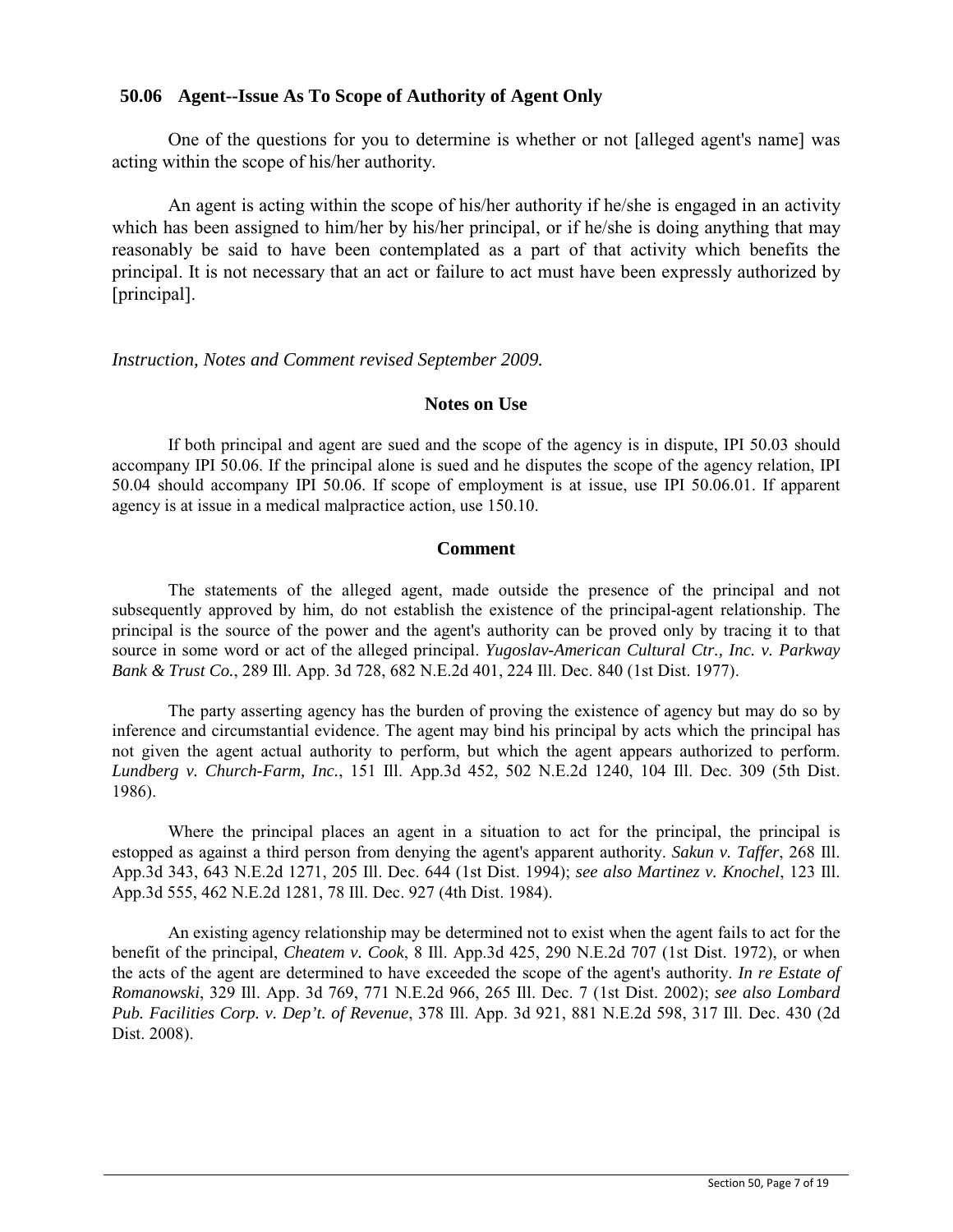## 50.06 Agent--Issue As To Scope of Authority of Agent Only

One of the questions for you to determine is whether or not [alleged agent's name] was acting within the scope of his/her authority.

An agent is acting within the scope of his/her authority if he/she is engaged in an activity which has been assigned to him/her by his/her principal, or if he/she is doing anything that may reasonably be said to have been contemplated as a part of that activity which benefits the principal. It is not necessary that an act or failure to act must have been expressly authorized by [principal].

*Instruction, Notes and Comment revised September 2009.*

### Notes on Use

If both principal and agent are sued and the scope of the agency is in dispute, IPI 50.03 should accompany IPI 50.06. If the principal alone is sued and he disputes the scope of the agency relation, IPI 50.04 should accompany IPI 50.06. If scope of employment is at issue, use IPI 50.06.01. If apparent agency is at issue in a medical malpractice action, use 150.10.

### Comment

The statements of the alleged agent, made outside the presence of the principal and not subsequently approved by him, do not establish the existence of the principal-agent relationship. The principal is the source of the power and the agent's authority can be proved only by tracing it to that source in some word or act of the alleged principal. *Yugoslav-American Cultural Ctr., Inc. v. Parkway Bank & Trust Co.*, 289 Ill. App. 3d 728, 682 N.E.2d 401, 224 Ill. Dec. 840 (1st Dist. 1977).

The party asserting agency has the burden of proving the existence of agency but may do so by inference and circumstantial evidence. The agent may bind his principal by acts which the principal has not given the agent actual authority to perform, but which the agent appears authorized to perform. *Lundberg v. Church-Farm, Inc.*, 151 Ill. App.3d 452, 502 N.E.2d 1240, 104 Ill. Dec. 309 (5th Dist. 1986).

Where the principal places an agent in a situation to act for the principal, the principal is estopped as against a third person from denying the agent's apparent authority. *Sakun v. Taffer*, 268 Ill. App.3d 343, 643 N.E.2d 1271, 205 Ill. Dec. 644 (1st Dist. 1994); *see also Martinez v. Knochel*, 123 Ill. App.3d 555, 462 N.E.2d 1281, 78 Ill. Dec. 927 (4th Dist. 1984).

An existing agency relationship may be determined not to exist when the agent fails to act for the benefit of the principal, *Cheatem v. Cook*, 8 Ill. App.3d 425, 290 N.E.2d 707 (1st Dist. 1972), or when the acts of the agent are determined to have exceeded the scope of the agent's authority. *In re Estate of Romanowski*, 329 Ill. App. 3d 769, 771 N.E.2d 966, 265 Ill. Dec. 7 (1st Dist. 2002); *see also Lombard Pub. Facilities Corp. v. Dep't. of Revenue*, 378 Ill. App. 3d 921, 881 N.E.2d 598, 317 Ill. Dec. 430 (2d Dist. 2008).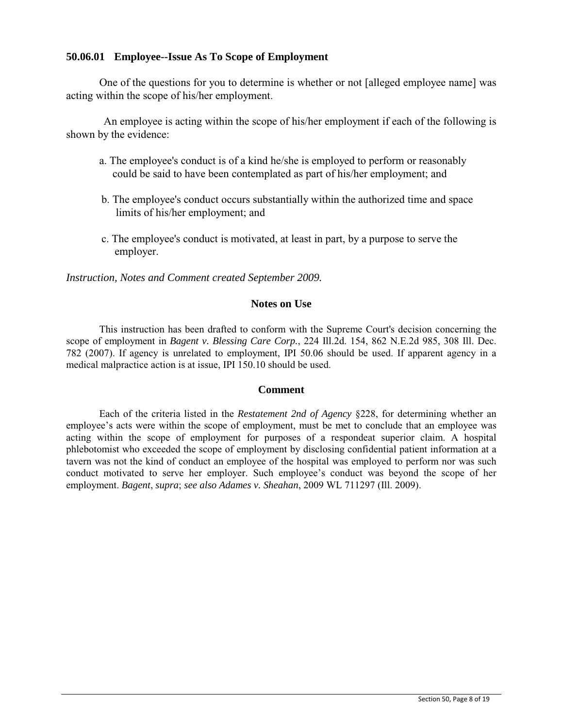### 50.06.01 Employee--Issue As To Scope of Employment

One of the questions for you to determine is whether or not [alleged employee name] was acting within the scope of his/her employment.

An employee is acting within the scope of his/her employment if each of the following is shown by the evidence:

a. The employee's conduct is of a kind he/she is employed to perform or reasonably could be said to have been contemplated as part of his/her employment; and

b. The employee's conduct occurs substantially within the authorized time and space limits of his/her employment; and

c. The employee's conduct is motivated, at least in part, by a purpose to serve the employer.

*Instruction, Notes and Comment created September 2009.*

#### Notes on Use

This instruction has been drafted to conform with the Supreme Court's decision concerning the scope of employment in *Bagent v. Blessing Care Corp.*, 224 Ill.2d. 154, 862 N.E.2d 985, 308 Ill. Dec. 782 (2007). If agency is unrelated to employment, IPI 50.06 should be used. If apparent agency in a medical malpractice action is at issue, IPI 150.10 should be used.

#### Comment

Each of the criteria listed in the *Restatement 2nd of Agency* §228, for determining whether an employee's acts were within the scope of employment, must be met to conclude that an employee was acting within the scope of employment for purposes of a respondeat superior claim. A hospital phlebotomist who exceeded the scope of employment by disclosing confidential patient information at a tavern was not the kind of conduct an employee of the hospital was employed to perform nor was such conduct motivated to serve her employer. Such employee's conduct was beyond the scope of her employment. *Bagent*, *supra*; *see also Adames v. Sheahan*, 2009 WL 711297 (Ill. 2009).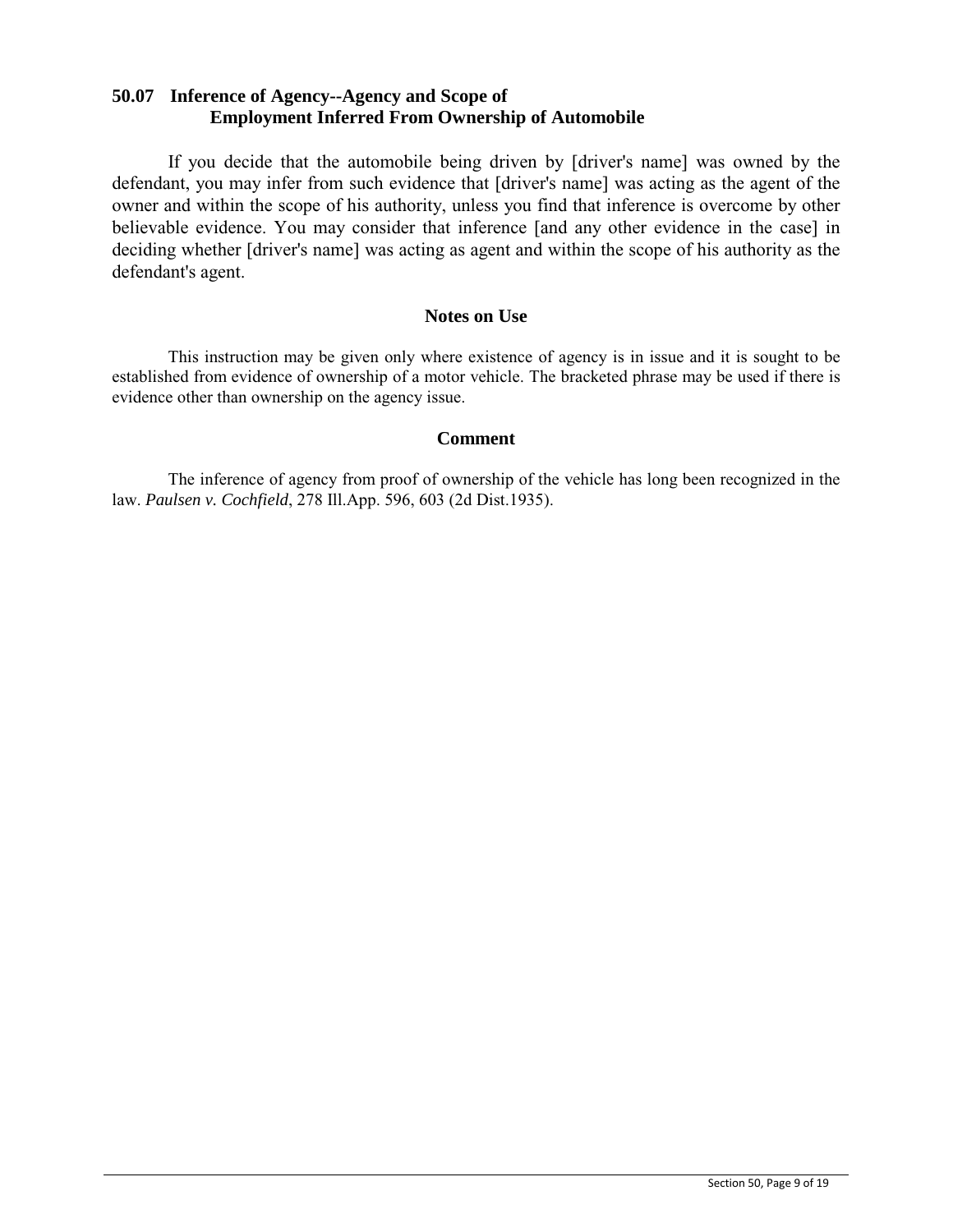## 50.07 Inference of Agency--Agency and Scope of Employment Inferred From Ownership of Automobile

If you decide that the automobile being driven by [driver's name] was owned by the defendant, you may infer from such evidence that [driver's name] was acting as the agent of the owner and within the scope of his authority, unless you find that inference is overcome by other believable evidence. You may consider that inference [and any other evidence in the case] in deciding whether [driver's name] was acting as agent and within the scope of his authority as the defendant's agent.

### Notes on Use

This instruction may be given only where existence of agency is in issue and it is sought to be established from evidence of ownership of a motor vehicle. The bracketed phrase may be used if there is evidence other than ownership on the agency issue.

### Comment

The inference of agency from proof of ownership of the vehicle has long been recognized in the law. *Paulsen v. Cochfield*, 278 Ill.App. 596, 603 (2d Dist.1935).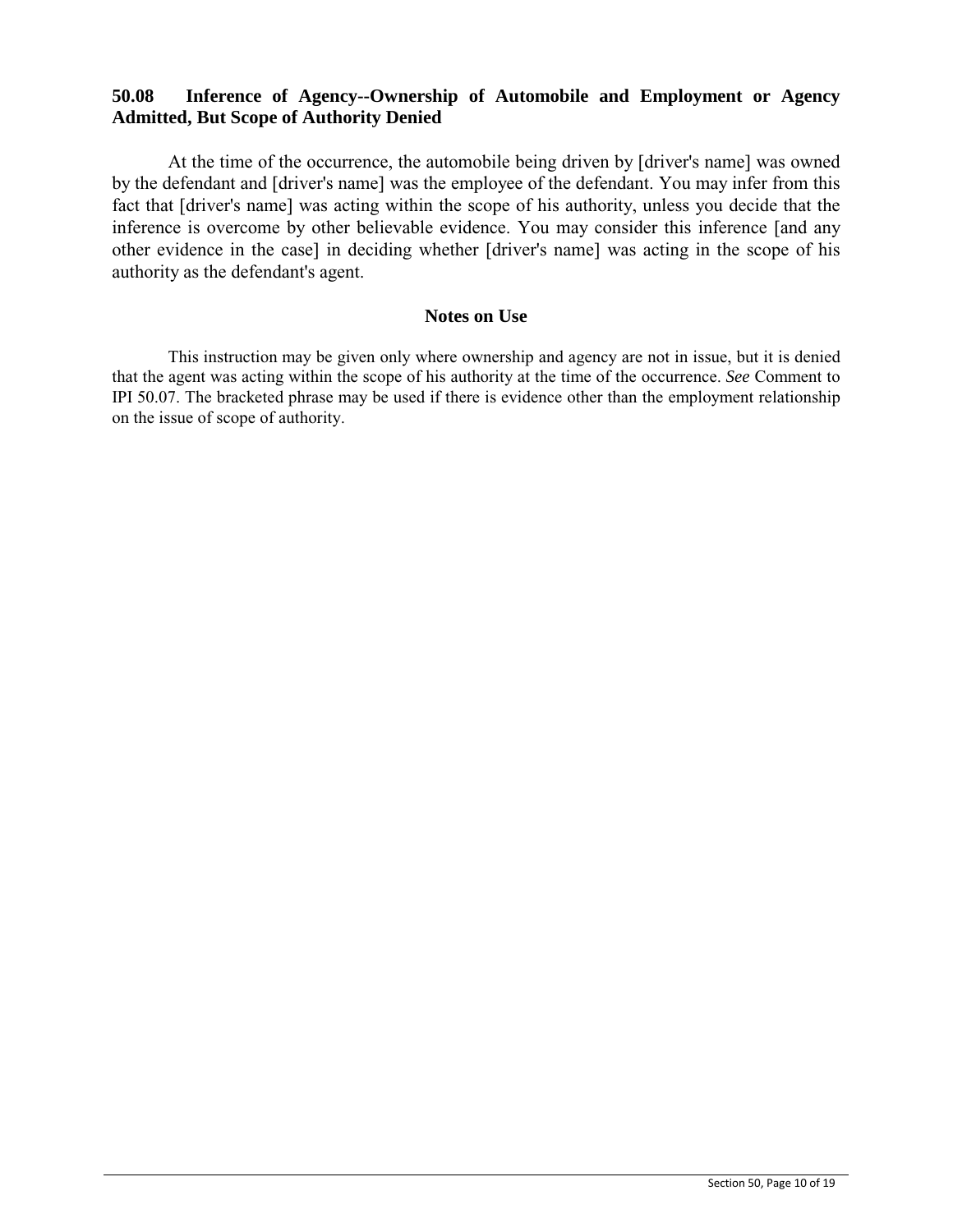## 50.08 Inference of Agency--Ownership of Automobile and Employment or Agency Admitted, But Scope of Authority Denied

At the time of the occurrence, the automobile being driven by [driver's name] was owned by the defendant and [driver's name] was the employee of the defendant. You may infer from this fact that [driver's name] was acting within the scope of his authority, unless you decide that the inference is overcome by other believable evidence. You may consider this inference [and any other evidence in the case] in deciding whether [driver's name] was acting in the scope of his authority as the defendant's agent.

### Notes on Use

This instruction may be given only where ownership and agency are not in issue, but it is denied that the agent was acting within the scope of his authority at the time of the occurrence. *See* Comment to IPI 50.07. The bracketed phrase may be used if there is evidence other than the employment relationship on the issue of scope of authority.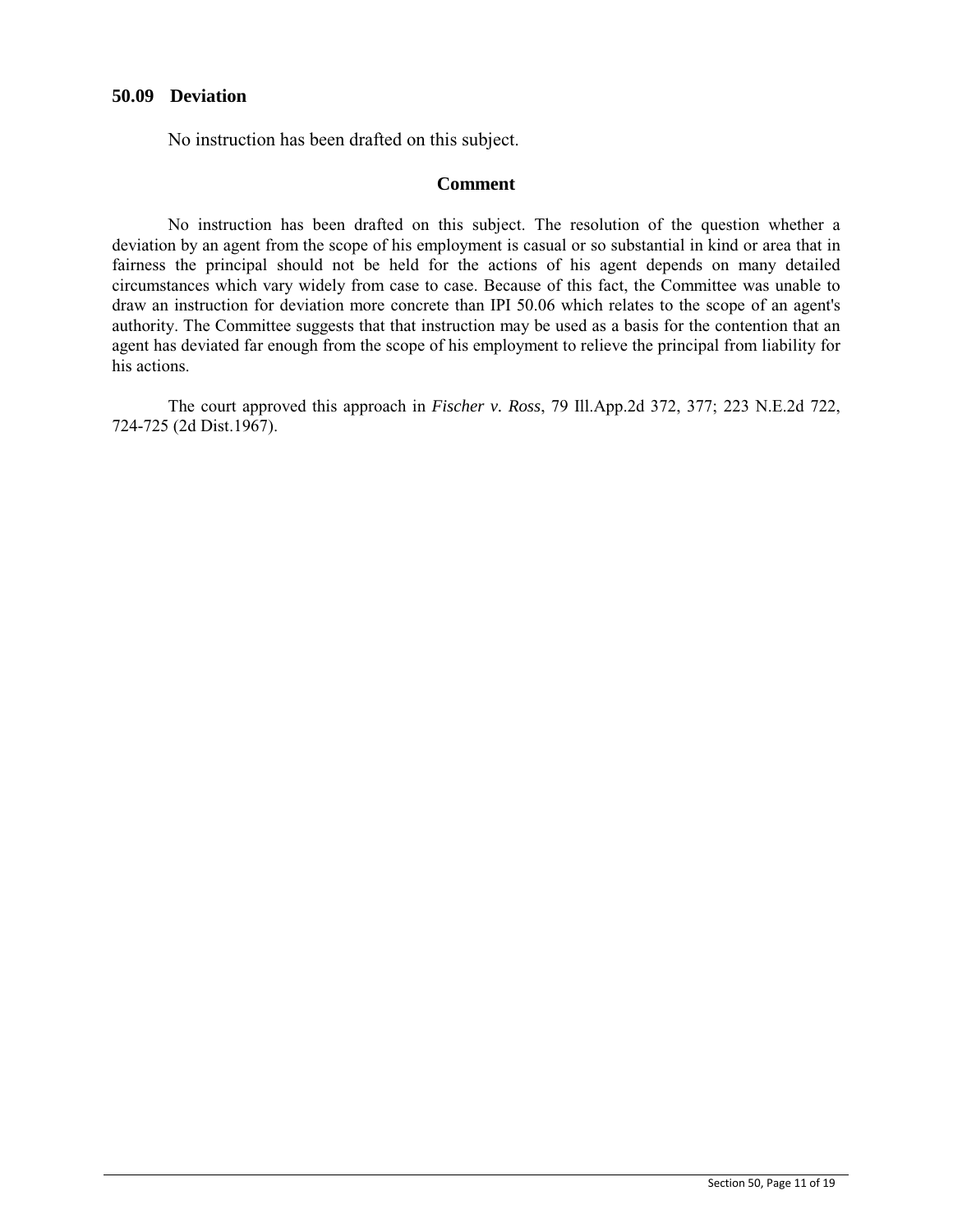## 50.09 Deviation

No instruction has been drafted on this subject.

### Comment

No instruction has been drafted on this subject. The resolution of the question whether a deviation by an agent from the scope of his employment is casual or so substantial in kind or area that in fairness the principal should not be held for the actions of his agent depends on many detailed circumstances which vary widely from case to case. Because of this fact, the Committee was unable to draw an instruction for deviation more concrete than IPI 50.06 which relates to the scope of an agent's authority. The Committee suggests that that instruction may be used as a basis for the contention that an agent has deviated far enough from the scope of his employment to relieve the principal from liability for his actions.

The court approved this approach in *Fischer v. Ross*, 79 Ill.App.2d 372, 377; 223 N.E.2d 722, 724-725 (2d Dist.1967).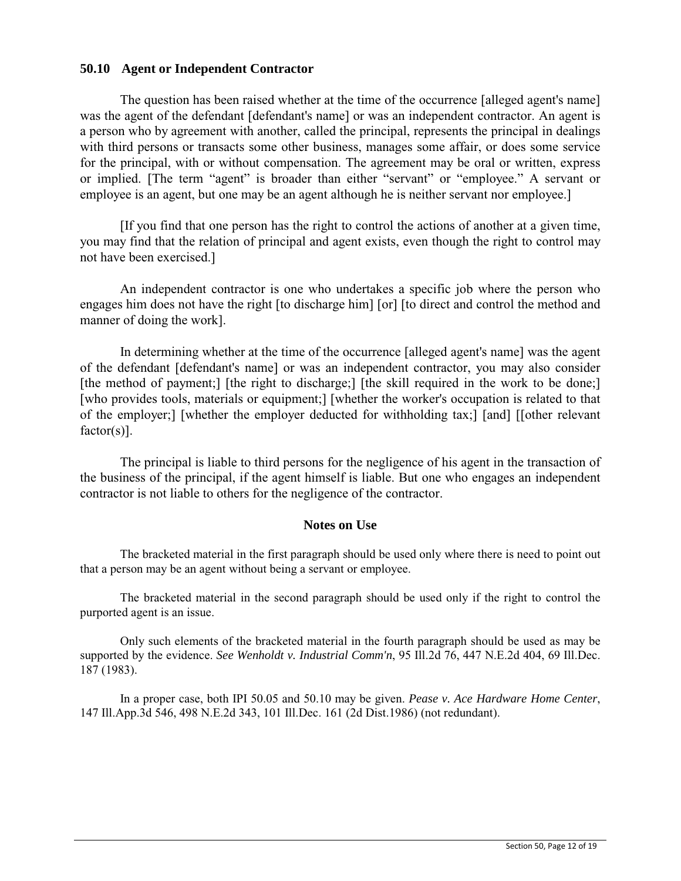### 50.10 Agent or Independent Contractor

The question has been raised whether at the time of the occurrence [alleged agent's name] was the agent of the defendant [defendant's name] or was an independent contractor. An agent is a person who by agreement with another, called the principal, represents the principal in dealings with third persons or transacts some other business, manages some affair, or does some service for the principal, with or without compensation. The agreement may be oral or written, express or implied. [The term "agent" is broader than either "servant" or "employee." A servant or employee is an agent, but one may be an agent although he is neither servant nor employee.]

[If you find that one person has the right to control the actions of another at a given time, you may find that the relation of principal and agent exists, even though the right to control may not have been exercised.]

An independent contractor is one who undertakes a specific job where the person who engages him does not have the right [to discharge him] [or] [to direct and control the method and manner of doing the work].

In determining whether at the time of the occurrence [alleged agent's name] was the agent of the defendant [defendant's name] or was an independent contractor, you may also consider [the method of payment;] [the right to discharge;] [the skill required in the work to be done;] [who provides tools, materials or equipment;] [whether the worker's occupation is related to that of the employer;] [whether the employer deducted for withholding tax;] [and] [[other relevant factor(s)].

The principal is liable to third persons for the negligence of his agent in the transaction of the business of the principal, if the agent himself is liable. But one who engages an independent contractor is not liable to others for the negligence of the contractor.

#### Notes on Use

The bracketed material in the first paragraph should be used only where there is need to point out that a person may be an agent without being a servant or employee.

The bracketed material in the second paragraph should be used only if the right to control the purported agent is an issue.

Only such elements of the bracketed material in the fourth paragraph should be used as may be supported by the evidence. *See Wenholdt v. Industrial Comm'n*, 95 Ill.2d 76, 447 N.E.2d 404, 69 Ill.Dec. 187 (1983).

In a proper case, both IPI 50.05 and 50.10 may be given. *Pease v. Ace Hardware Home Center*, 147 Ill.App.3d 546, 498 N.E.2d 343, 101 Ill.Dec. 161 (2d Dist.1986) (not redundant).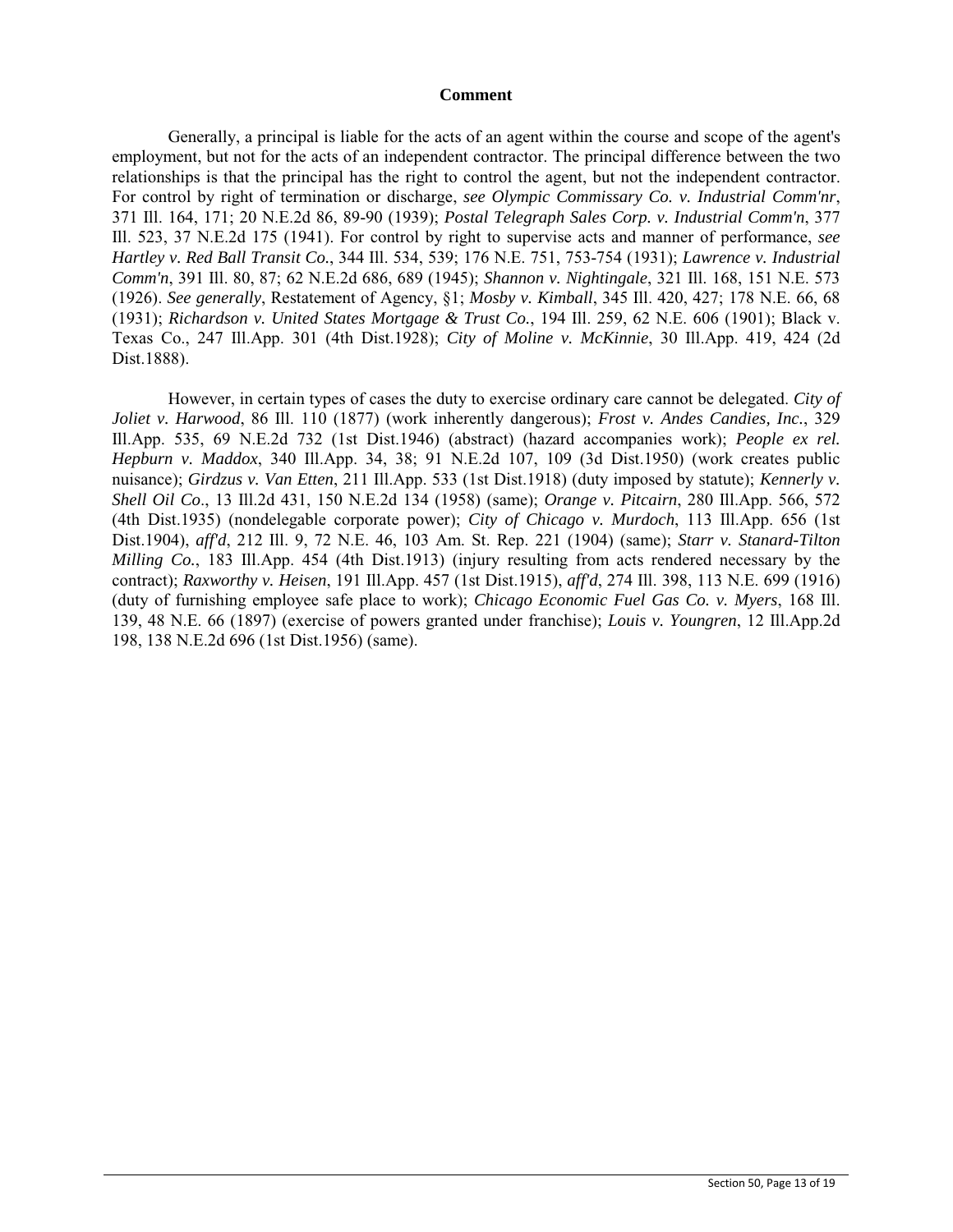**Comment**

Generally, a principal is liable for the acts of an agent within the course and scope of the agent's employment, but not for the acts of an independent contractor. The principal difference between the two relationships is that the principal has the right to control the agent, but not the independent contractor. For control by right of termination or discharge, *see Olympic Commissary Co. v. Industrial Comm'nr*, 371 Ill. 164, 171; 20 N.E.2d 86, 89-90 (1939); *Postal Telegraph Sales Corp. v. Industrial Comm'n*, 377 Ill. 523, 37 N.E.2d 175 (1941). For control by right to supervise acts and manner of performance, *see Hartley v. Red Ball Transit Co.*, 344 Ill. 534, 539; 176 N.E. 751, 753-754 (1931); *Lawrence v. Industrial Comm'n*, 391 Ill. 80, 87; 62 N.E.2d 686, 689 (1945); *Shannon v. Nightingale*, 321 Ill. 168, 151 N.E. 573 (1926). *See generally*, Restatement of Agency, §1; *Mosby v. Kimball*, 345 Ill. 420, 427; 178 N.E. 66, 68 (1931); *Richardson v. United States Mortgage & Trust Co.*, 194 Ill. 259, 62 N.E. 606 (1901); Black v. Texas Co., 247 Ill.App. 301 (4th Dist.1928); *City of Moline v. McKinnie*, 30 Ill.App. 419, 424 (2d Dist.1888).

However, in certain types of cases the duty to exercise ordinary care cannot be delegated. *City of Joliet v. Harwood*, 86 Ill. 110 (1877) (work inherently dangerous); *Frost v. Andes Candies, Inc.*, 329 Ill.App. 535, 69 N.E.2d 732 (1st Dist.1946) (abstract) (hazard accompanies work); *People ex rel. Hepburn v. Maddox*, 340 Ill.App. 34, 38; 91 N.E.2d 107, 109 (3d Dist.1950) (work creates public nuisance); *Girdzus v. Van Etten*, 211 Ill.App. 533 (1st Dist.1918) (duty imposed by statute); *Kennerly v. Shell Oil Co*., 13 Ill.2d 431, 150 N.E.2d 134 (1958) (same); *Orange v. Pitcairn*, 280 Ill.App. 566, 572 (4th Dist.1935) (nondelegable corporate power); *City of Chicago v. Murdoch*, 113 Ill.App. 656 (1st Dist.1904), *aff'd*, 212 Ill. 9, 72 N.E. 46, 103 Am. St. Rep. 221 (1904) (same); *Starr v. Stanard-Tilton Milling Co.*, 183 Ill.App. 454 (4th Dist.1913) (injury resulting from acts rendered necessary by the contract); *Raxworthy v. Heisen*, 191 Ill.App. 457 (1st Dist.1915), *aff'd*, 274 Ill. 398, 113 N.E. 699 (1916) (duty of furnishing employee safe place to work); *Chicago Economic Fuel Gas Co. v. Myers*, 168 Ill. 139, 48 N.E. 66 (1897) (exercise of powers granted under franchise); *Louis v. Youngren*, 12 Ill.App.2d 198, 138 N.E.2d 696 (1st Dist.1956) (same).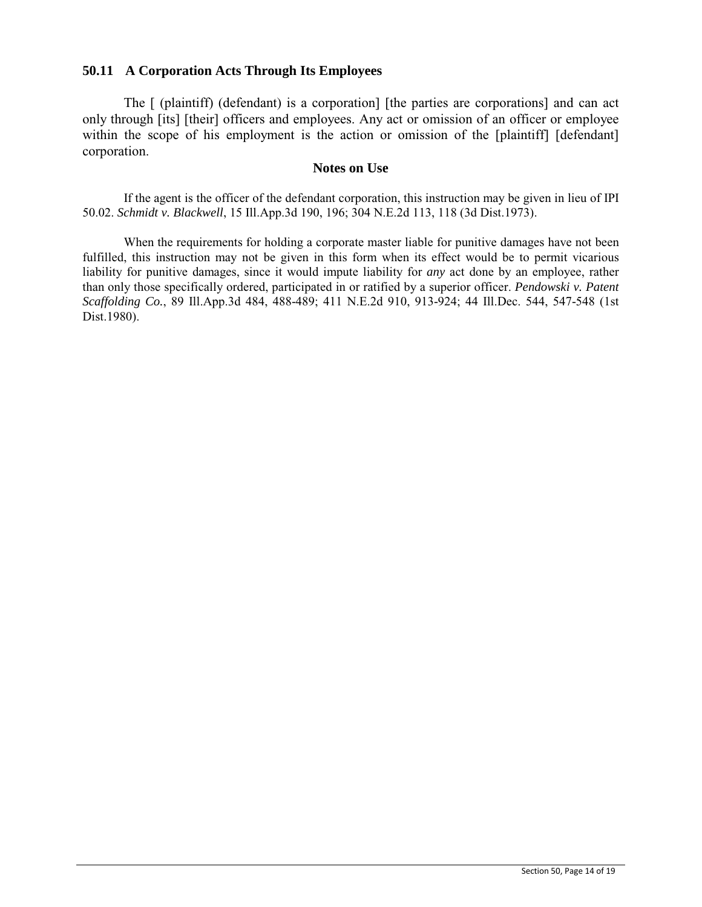## 50.11 A Corporation Acts Through Its Employees

The [ (plaintiff) (defendant) is a corporation] [the parties are corporations] and can act only through [its] [their] officers and employees. Any act or omission of an officer or employee within the scope of his employment is the action or omission of the [plaintiff] [defendant] corporation.

### Notes on Use

If the agent is the officer of the defendant corporation, this instruction may be given in lieu of IPI 50.02. *Schmidt v. Blackwell*, 15 Ill.App.3d 190, 196; 304 N.E.2d 113, 118 (3d Dist.1973).

When the requirements for holding a corporate master liable for punitive damages have not been fulfilled, this instruction may not be given in this form when its effect would be to permit vicarious liability for punitive damages, since it would impute liability for *any* act done by an employee, rather than only those specifically ordered, participated in or ratified by a superior officer. *Pendowski v. Patent Scaffolding Co.*, 89 Ill.App.3d 484, 488-489; 411 N.E.2d 910, 913-924; 44 Ill.Dec. 544, 547-548 (1st Dist.1980).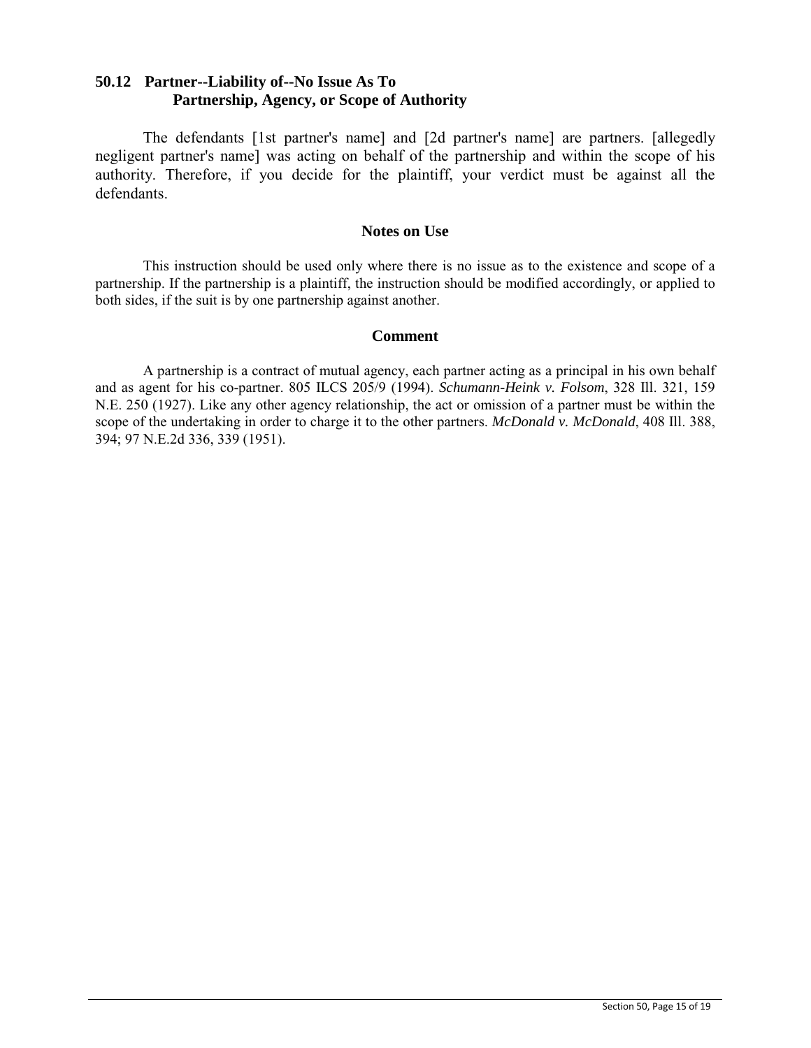### 50.12 Partner--Liability of--No Issue As To Partnership, Agency, or Scope of Authority

The defendants [1st partner's name] and [2d partner's name] are partners. [allegedly negligent partner's name] was acting on behalf of the partnership and within the scope of his authority. Therefore, if you decide for the plaintiff, your verdict must be against all the defendants.

#### Notes on Use

This instruction should be used only where there is no issue as to the existence and scope of a partnership. If the partnership is a plaintiff, the instruction should be modified accordingly, or applied to both sides, if the suit is by one partnership against another.

#### Comment

A partnership is a contract of mutual agency, each partner acting as a principal in his own behalf and as agent for his co-partner. 805 ILCS 205/9 (1994). *Schumann-Heink v. Folsom*, 328 Ill. 321, 159 N.E. 250 (1927). Like any other agency relationship, the act or omission of a partner must be within the scope of the undertaking in order to charge it to the other partners. *McDonald v. McDonald*, 408 Ill. 388, 394; 97 N.E.2d 336, 339 (1951).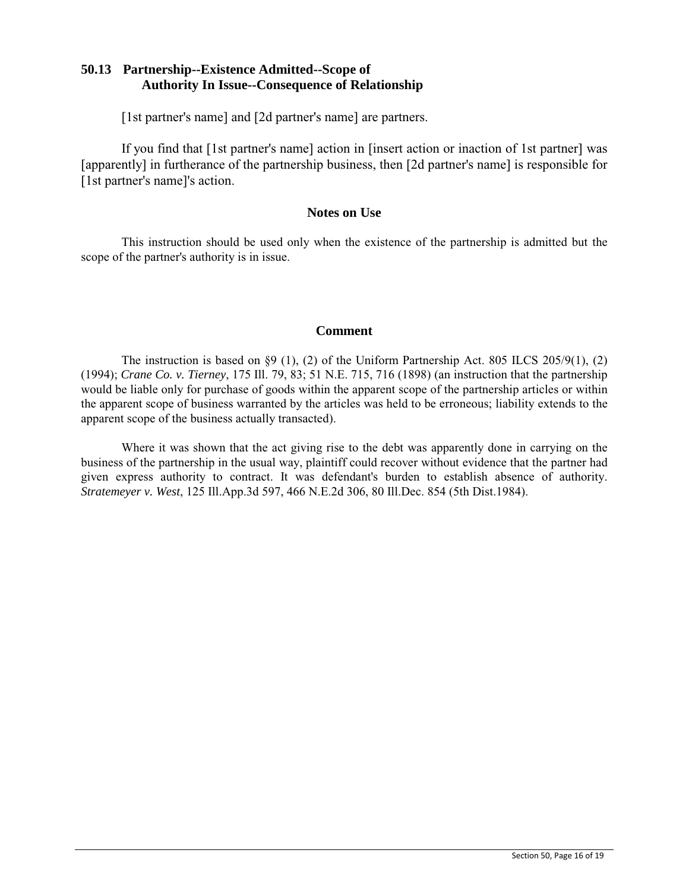## 50.13 Partnership--Existence Admitted--Scope of Authority In Issue--Consequence of Relationship

[1st partner's name] and [2d partner's name] are partners.

If you find that [1st partner's name] action in [insert action or inaction of 1st partner] was [apparently] in furtherance of the partnership business, then [2d partner's name] is responsible for [1st partner's name]'s action.

### Notes on Use

This instruction should be used only when the existence of the partnership is admitted but the scope of the partner's authority is in issue.

### Comment

The instruction is based on §9 (1), (2) of the Uniform Partnership Act. 805 ILCS 205/9(1), (2) (1994); *Crane Co. v. Tierney*, 175 Ill. 79, 83; 51 N.E. 715, 716 (1898) (an instruction that the partnership would be liable only for purchase of goods within the apparent scope of the partnership articles or within the apparent scope of business warranted by the articles was held to be erroneous; liability extends to the apparent scope of the business actually transacted).

Where it was shown that the act giving rise to the debt was apparently done in carrying on the business of the partnership in the usual way, plaintiff could recover without evidence that the partner had given express authority to contract. It was defendant's burden to establish absence of authority. *Stratemeyer v. West*, 125 Ill.App.3d 597, 466 N.E.2d 306, 80 Ill.Dec. 854 (5th Dist.1984).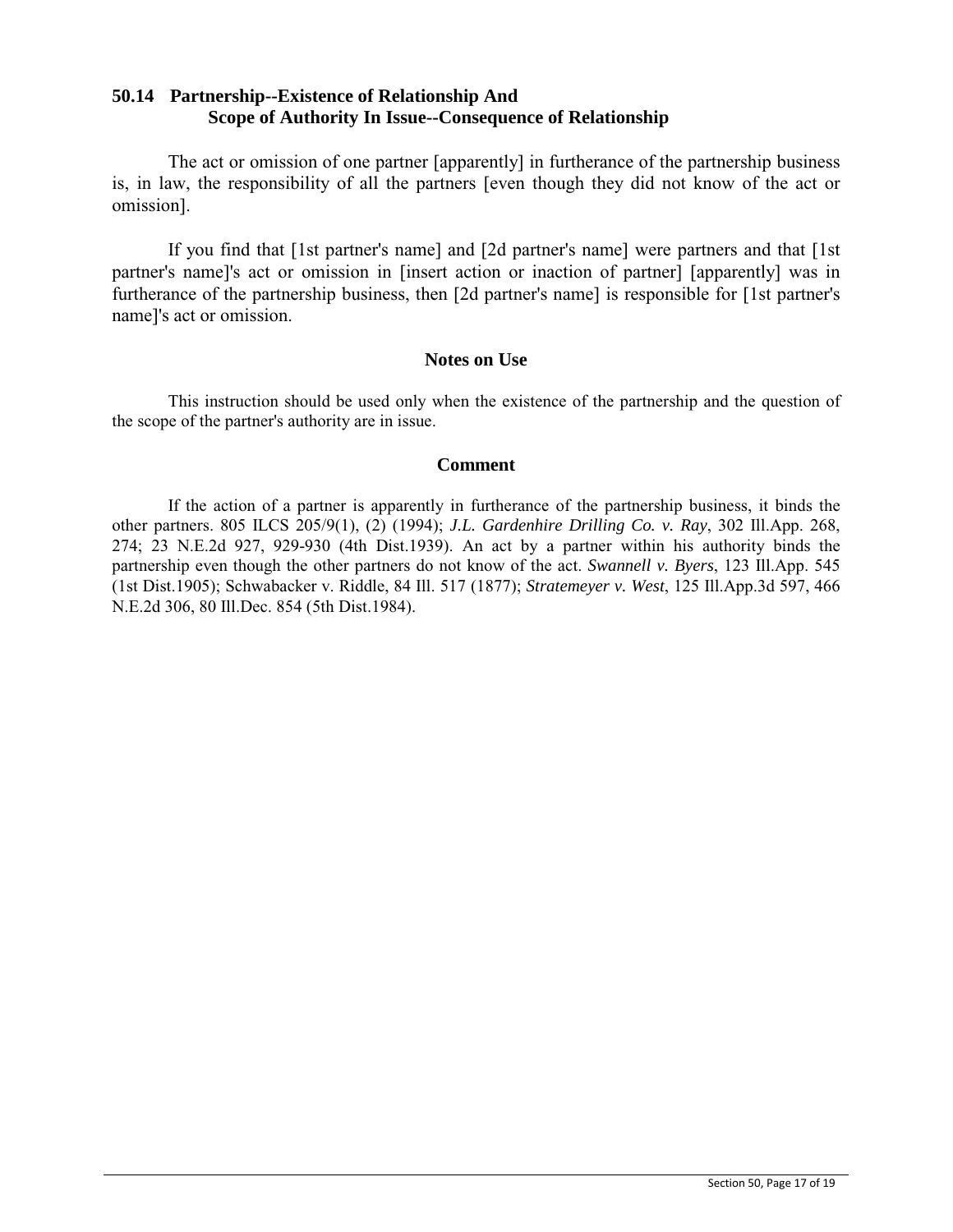## 50.14 Partnership--Existence of Relationship And Scope of Authority In Issue--Consequence of Relationship

The act or omission of one partner [apparently] in furtherance of the partnership business is, in law, the responsibility of all the partners [even though they did not know of the act or omission].

If you find that [1st partner's name] and [2d partner's name] were partners and that [1st partner's name]'s act or omission in [insert action or inaction of partner] [apparently] was in furtherance of the partnership business, then [2d partner's name] is responsible for [1st partner's name]'s act or omission.

### Notes on Use

This instruction should be used only when the existence of the partnership and the question of the scope of the partner's authority are in issue.

### Comment

If the action of a partner is apparently in furtherance of the partnership business, it binds the other partners. 805 ILCS 205/9(1), (2) (1994); *J.L. Gardenhire Drilling Co. v. Ray*, 302 Ill.App. 268, 274; 23 N.E.2d 927, 929-930 (4th Dist.1939). An act by a partner within his authority binds the partnership even though the other partners do not know of the act. *Swannell v. Byers*, 123 Ill.App. 545 (1st Dist.1905); Schwabacker v. Riddle, 84 Ill. 517 (1877); *Stratemeyer v. West*, 125 Ill.App.3d 597, 466 N.E.2d 306, 80 Ill.Dec. 854 (5th Dist.1984).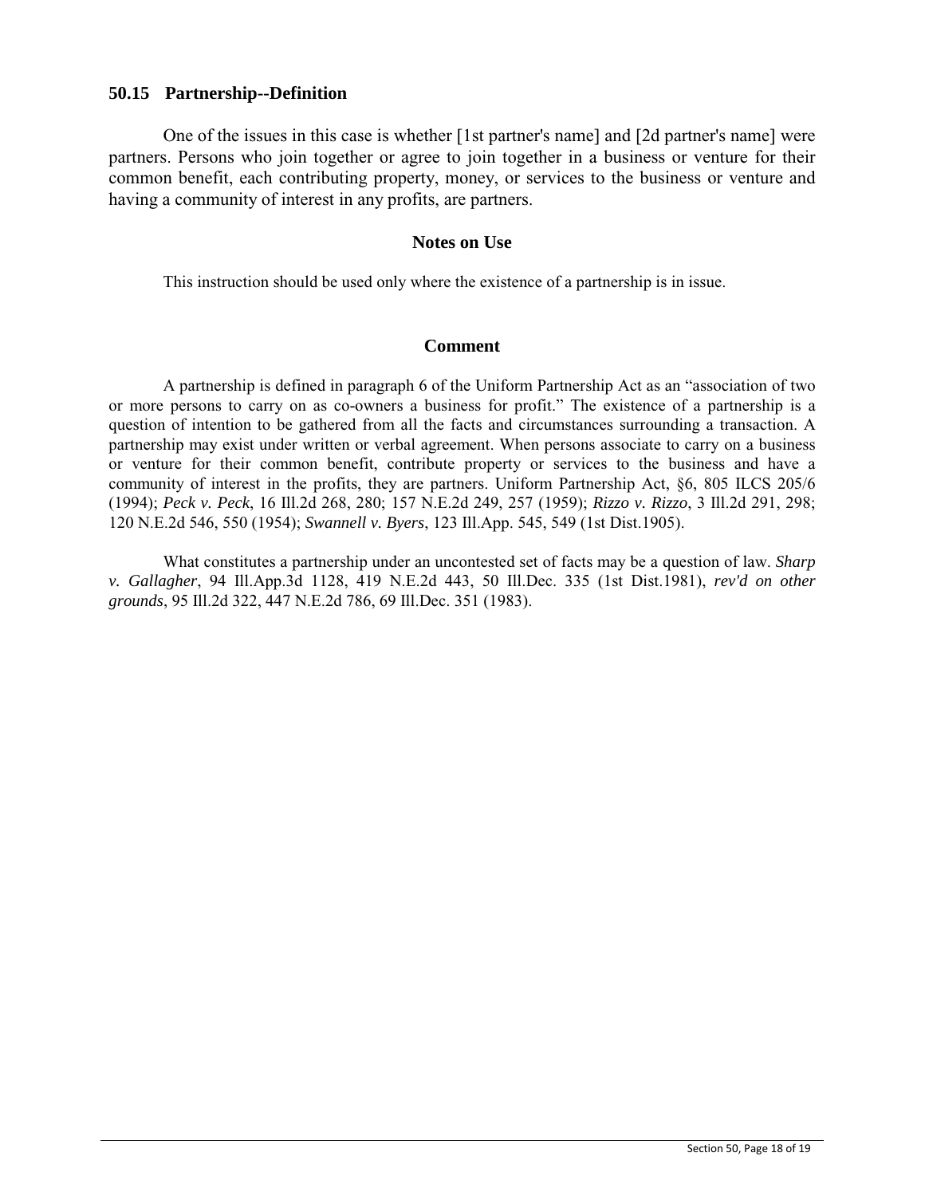## 50.15 Partnership--Definition

One of the issues in this case is whether [1st partner's name] and [2d partner's name] were partners. Persons who join together or agree to join together in a business or venture for their common benefit, each contributing property, money, or services to the business or venture and having a community of interest in any profits, are partners.

### Notes on Use

This instruction should be used only where the existence of a partnership is in issue.

### Comment

A partnership is defined in paragraph 6 of the Uniform Partnership Act as an "association of two or more persons to carry on as co-owners a business for profit." The existence of a partnership is a question of intention to be gathered from all the facts and circumstances surrounding a transaction. A partnership may exist under written or verbal agreement. When persons associate to carry on a business or venture for their common benefit, contribute property or services to the business and have a community of interest in the profits, they are partners. Uniform Partnership Act, §6, 805 ILCS 205/6 (1994); *Peck v. Peck*, 16 Ill.2d 268, 280; 157 N.E.2d 249, 257 (1959); *Rizzo v. Rizzo*, 3 Ill.2d 291, 298; 120 N.E.2d 546, 550 (1954); *Swannell v. Byers*, 123 Ill.App. 545, 549 (1st Dist.1905).

What constitutes a partnership under an uncontested set of facts may be a question of law. *Sharp v. Gallagher*, 94 Ill.App.3d 1128, 419 N.E.2d 443, 50 Ill.Dec. 335 (1st Dist.1981), *rev'd on other grounds*, 95 Ill.2d 322, 447 N.E.2d 786, 69 Ill.Dec. 351 (1983).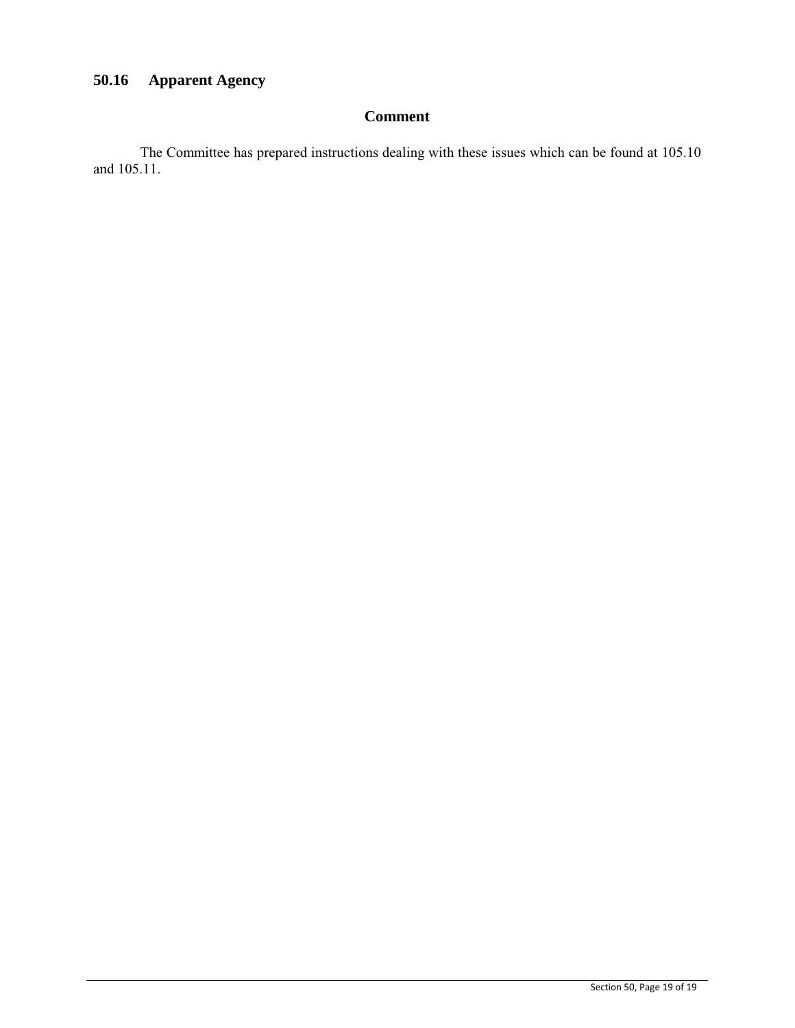## 50.16 Apparent Agency

### Comment

The Committee has prepared instructions dealing with these issues which can be found at 105.10 and 105.11.